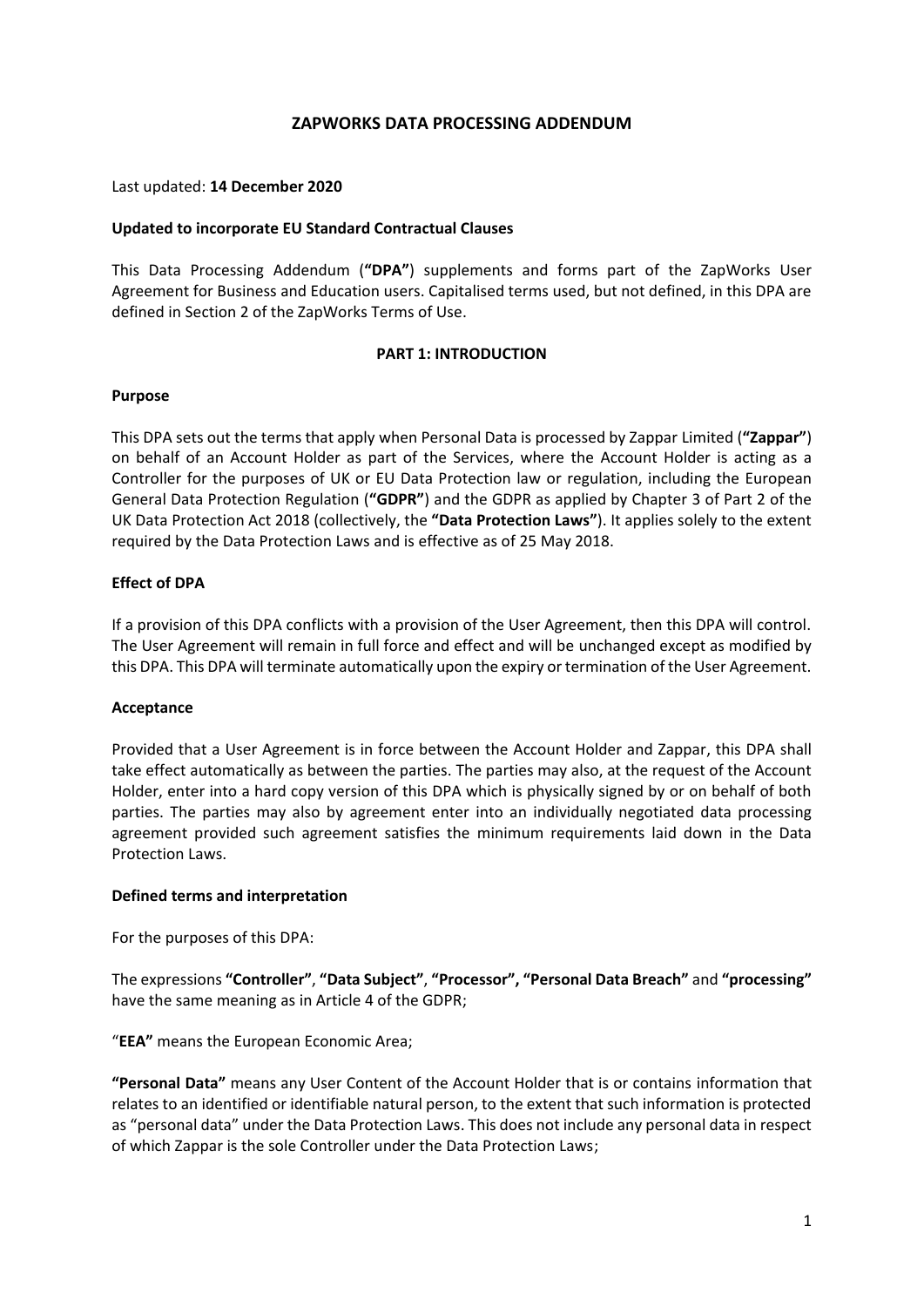# ZAPWORKS DATA PROCESSING ADDENDUM

Last updated: **14 December 2020**

**Updated to incorporate EU Standard Contractual Clauses**

This Data Processing Addendum (**"DPA"**) supplements and forms part of the ZapWorks User Agreement for Business and Education users. Capitalised terms used, but not defined, in this DPA are defined in Section 2 of the ZapWorks Terms of Use.

## PART 1: INTRODUCTION

**Purpose**

This DPA sets out the terms that apply when Personal Data is processed by Zappar Limited (**"Zappar"**) on behalf of an Account Holder as part of the Services, where the Account Holder is acting as a Controller for the purposes of UK or EU Data Protection law or regulation, including the European General Data Protection Regulation (**"GDPR"**) and the GDPR as applied by Chapter 3 of Part 2 of the UK Data Protection Act 2018 (collectively, the **"Data Protection Laws"**). It applies solely to the extent required by the Data Protection Laws and is effective as of 25 May 2018.

**Effect of DPA**

If a provision of this DPA conflicts with a provision of the User Agreement, then this DPA will control. The User Agreement will remain in full force and effect and will be unchanged except as modified by this DPA. This DPA will terminate automatically upon the expiry or termination of the User Agreement.

**Acceptance**

Provided that a User Agreement is in force between the Account Holder and Zappar, this DPA shall take effect automatically as between the parties. The parties may also, at the request of the Account Holder, enter into a hard copy version of this DPA which is physically signed by or on behalf of both parties. The parties may also by agreement enter into an individually negotiated data processing agreement provided such agreement satisfies the minimum requirements laid down in the Data Protection Laws.

**Defined terms and interpretation**

For the purposes of this DPA:

The expressions **"Controller"**, **"Data Subject"**, **"Processor", "Personal Data Breach"** and **"processing"** have the same meaning as in Article 4 of the GDPR;

"**EEA"** means the European Economic Area;

**"Personal Data"** means any User Content of the Account Holder that is or contains information that relates to an identified or identifiable natural person, to the extent that such information is protected as "personal data" under the Data Protection Laws. This does not include any personal data in respect of which Zappar is the sole Controller under the Data Protection Laws;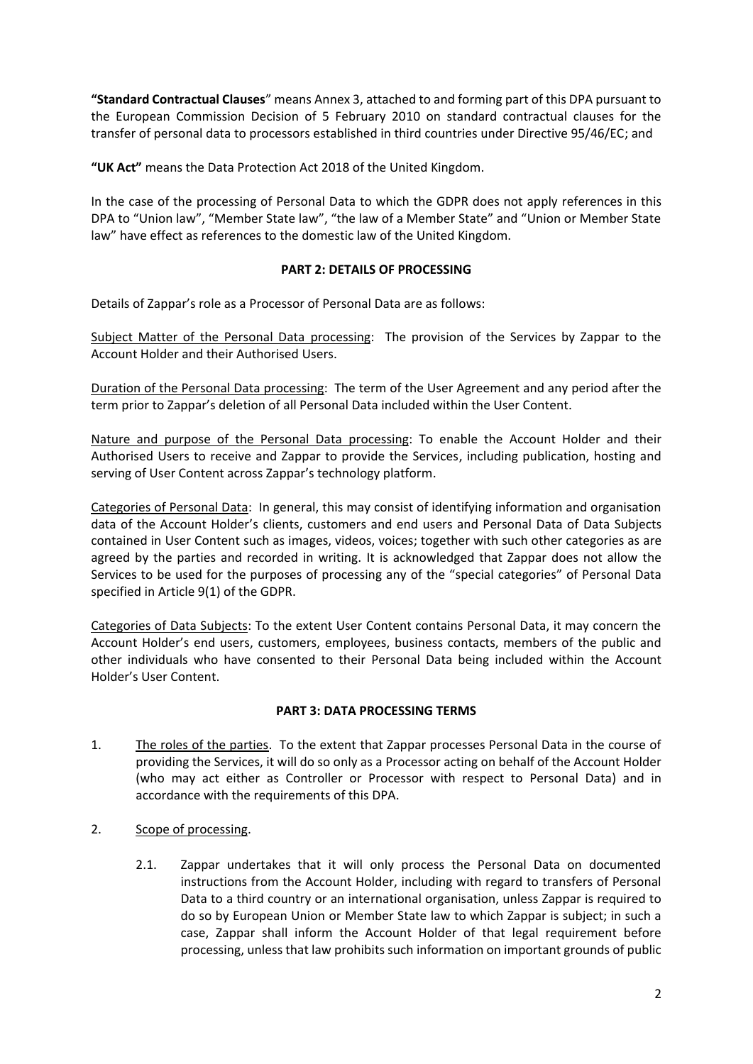**"Standard Contractual Clauses**" means Annex 3, attached to and forming part of this DPA pursuant to the European Commission Decision of 5 February 2010 on standard contractual clauses for the transfer of personal data to processors established in third countries under Directive 95/46/EC; and

**"UK Act"** means the Data Protection Act 2018 of the United Kingdom.

In the case of the processing of Personal Data to which the GDPR does not apply references in this DPA to "Union law", "Member State law", "the law of a Member State" and "Union or Member State law" have effect as references to the domestic law of the United Kingdom.

## PART 2: DETAILS OF PROCESSING

Details of Zappar's role as a Processor of Personal Data are as follows:

Subject Matter of the Personal Data processing: The provision of the Services by Zappar to the Account Holder and their Authorised Users.

Duration of the Personal Data processing: The term of the User Agreement and any period after the term prior to Zappar's deletion of all Personal Data included within the User Content.

Nature and purpose of the Personal Data processing: To enable the Account Holder and their Authorised Users to receive and Zappar to provide the Services, including publication, hosting and serving of User Content across Zappar's technology platform.

Categories of Personal Data: In general, this may consist of identifying information and organisation data of the Account Holder's clients, customers and end users and Personal Data of Data Subjects contained in User Content such as images, videos, voices; together with such other categories as are agreed by the parties and recorded in writing. It is acknowledged that Zappar does not allow the Services to be used for the purposes of processing any of the "special categories" of Personal Data specified in Article 9(1) of the GDPR.

Categories of Data Subjects: To the extent User Content contains Personal Data, it may concern the Account Holder's end users, customers, employees, business contacts, members of the public and other individuals who have consented to their Personal Data being included within the Account Holder's User Content.

## PART 3: DATA PROCESSING TERMS

1. The roles of the parties. To the extent that Zappar processes Personal Data in the course of providing the Services, it will do so only as a Processor acting on behalf of the Account Holder (who may act either as Controller or Processor with respect to Personal Data) and in accordance with the requirements of this DPA.

2. Scope of processing.

   2.1. Zappar undertakes that it will only process the Personal Data on documented instructions from the Account Holder, including with regard to transfers of Personal Data to a third country or an international organisation, unless Zappar is required to do so by European Union or Member State law to which Zappar is subject; in such a case, Zappar shall inform the Account Holder of that legal requirement before processing, unless that law prohibits such information on important grounds of public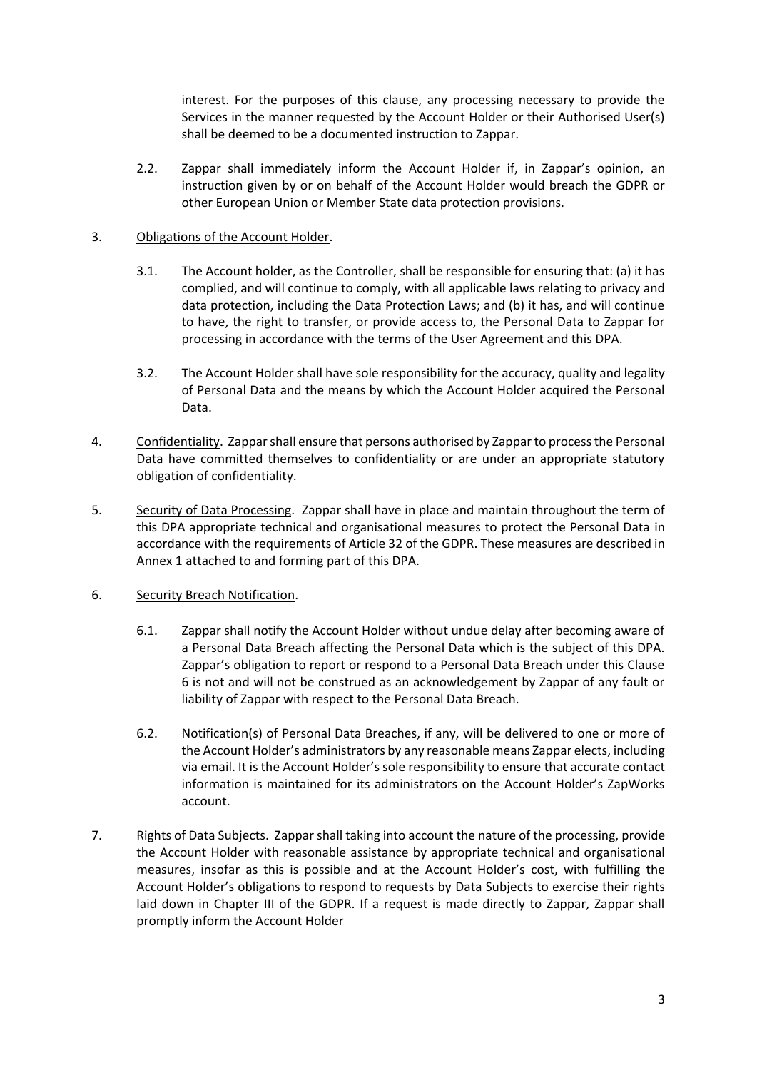interest. For the purposes of this clause, any processing necessary to provide the Services in the manner requested by the Account Holder or their Authorised User(s) shall be deemed to be a documented instruction to Zappar.

2.2. Zappar shall immediately inform the Account Holder if, in Zappar's opinion, an instruction given by or on behalf of the Account Holder would breach the GDPR or other European Union or Member State data protection provisions.

3. Obligations of the Account Holder.

3.1. The Account holder, as the Controller, shall be responsible for ensuring that: (a) it has complied, and will continue to comply, with all applicable laws relating to privacy and data protection, including the Data Protection Laws; and (b) it has, and will continue to have, the right to transfer, or provide access to, the Personal Data to Zappar for processing in accordance with the terms of the User Agreement and this DPA.

3.2. The Account Holder shall have sole responsibility for the accuracy, quality and legality of Personal Data and the means by which the Account Holder acquired the Personal Data.

4. Confidentiality. Zappar shall ensure that persons authorised by Zappar to process the Personal Data have committed themselves to confidentiality or are under an appropriate statutory obligation of confidentiality.

5. Security of Data Processing. Zappar shall have in place and maintain throughout the term of this DPA appropriate technical and organisational measures to protect the Personal Data in accordance with the requirements of Article 32 of the GDPR. These measures are described in Annex 1 attached to and forming part of this DPA.

6. Security Breach Notification.

6.1. Zappar shall notify the Account Holder without undue delay after becoming aware of a Personal Data Breach affecting the Personal Data which is the subject of this DPA. Zappar's obligation to report or respond to a Personal Data Breach under this Clause 6 is not and will not be construed as an acknowledgement by Zappar of any fault or liability of Zappar with respect to the Personal Data Breach.

6.2. Notification(s) of Personal Data Breaches, if any, will be delivered to one or more of the Account Holder's administrators by any reasonable means Zappar elects, including via email. It is the Account Holder's sole responsibility to ensure that accurate contact information is maintained for its administrators on the Account Holder's ZapWorks account.

7. Rights of Data Subjects. Zappar shall taking into account the nature of the processing, provide the Account Holder with reasonable assistance by appropriate technical and organisational measures, insofar as this is possible and at the Account Holder's cost, with fulfilling the Account Holder's obligations to respond to requests by Data Subjects to exercise their rights laid down in Chapter III of the GDPR. If a request is made directly to Zappar, Zappar shall promptly inform the Account Holder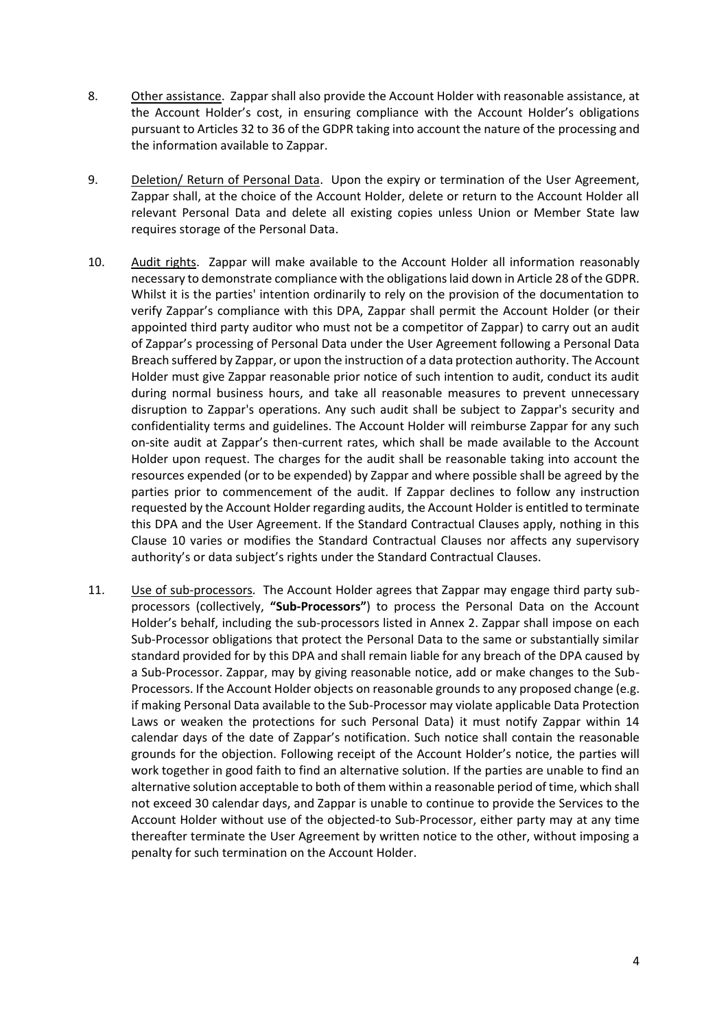8. Other assistance. Zappar shall also provide the Account Holder with reasonable assistance, at the Account Holder's cost, in ensuring compliance with the Account Holder's obligations pursuant to Articles 32 to 36 of the GDPR taking into account the nature of the processing and the information available to Zappar.

9. Deletion/ Return of Personal Data. Upon the expiry or termination of the User Agreement, Zappar shall, at the choice of the Account Holder, delete or return to the Account Holder all relevant Personal Data and delete all existing copies unless Union or Member State law requires storage of the Personal Data.

10. Audit rights. Zappar will make available to the Account Holder all information reasonably necessary to demonstrate compliance with the obligations laid down in Article 28 of the GDPR. Whilst it is the parties' intention ordinarily to rely on the provision of the documentation to verify Zappar's compliance with this DPA, Zappar shall permit the Account Holder (or their appointed third party auditor who must not be a competitor of Zappar) to carry out an audit of Zappar's processing of Personal Data under the User Agreement following a Personal Data Breach suffered by Zappar, or upon the instruction of a data protection authority. The Account Holder must give Zappar reasonable prior notice of such intention to audit, conduct its audit during normal business hours, and take all reasonable measures to prevent unnecessary disruption to Zappar's operations. Any such audit shall be subject to Zappar's security and confidentiality terms and guidelines. The Account Holder will reimburse Zappar for any such on-site audit at Zappar's then-current rates, which shall be made available to the Account Holder upon request. The charges for the audit shall be reasonable taking into account the resources expended (or to be expended) by Zappar and where possible shall be agreed by the parties prior to commencement of the audit. If Zappar declines to follow any instruction requested by the Account Holder regarding audits, the Account Holder is entitled to terminate this DPA and the User Agreement. If the Standard Contractual Clauses apply, nothing in this Clause 10 varies or modifies the Standard Contractual Clauses nor affects any supervisory authority's or data subject's rights under the Standard Contractual Clauses.

11. Use of sub-processors. The Account Holder agrees that Zappar may engage third party sub-processors (collectively, **"Sub-Processors"**) to process the Personal Data on the Account Holder's behalf, including the sub-processors listed in Annex 2. Zappar shall impose on each Sub-Processor obligations that protect the Personal Data to the same or substantially similar standard provided for by this DPA and shall remain liable for any breach of the DPA caused by a Sub-Processor. Zappar, may by giving reasonable notice, add or make changes to the Sub-Processors. If the Account Holder objects on reasonable grounds to any proposed change (e.g. if making Personal Data available to the Sub-Processor may violate applicable Data Protection Laws or weaken the protections for such Personal Data) it must notify Zappar within 14 calendar days of the date of Zappar's notification. Such notice shall contain the reasonable grounds for the objection. Following receipt of the Account Holder's notice, the parties will work together in good faith to find an alternative solution. If the parties are unable to find an alternative solution acceptable to both of them within a reasonable period of time, which shall not exceed 30 calendar days, and Zappar is unable to continue to provide the Services to the Account Holder without use of the objected-to Sub-Processor, either party may at any time thereafter terminate the User Agreement by written notice to the other, without imposing a penalty for such termination on the Account Holder.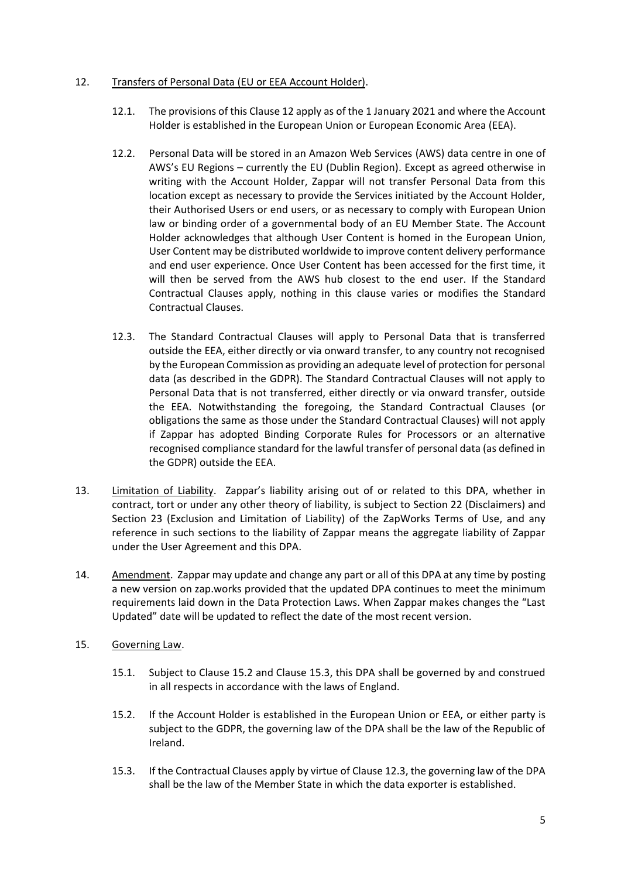12. Transfers of Personal Data (EU or EEA Account Holder).

    12.1. The provisions of this Clause 12 apply as of the 1 January 2021 and where the Account Holder is established in the European Union or European Economic Area (EEA).

    12.2. Personal Data will be stored in an Amazon Web Services (AWS) data centre in one of AWS's EU Regions – currently the EU (Dublin Region). Except as agreed otherwise in writing with the Account Holder, Zappar will not transfer Personal Data from this location except as necessary to provide the Services initiated by the Account Holder, their Authorised Users or end users, or as necessary to comply with European Union law or binding order of a governmental body of an EU Member State. The Account Holder acknowledges that although User Content is homed in the European Union, User Content may be distributed worldwide to improve content delivery performance and end user experience. Once User Content has been accessed for the first time, it will then be served from the AWS hub closest to the end user. If the Standard Contractual Clauses apply, nothing in this clause varies or modifies the Standard Contractual Clauses.

    12.3. The Standard Contractual Clauses will apply to Personal Data that is transferred outside the EEA, either directly or via onward transfer, to any country not recognised by the European Commission as providing an adequate level of protection for personal data (as described in the GDPR). The Standard Contractual Clauses will not apply to Personal Data that is not transferred, either directly or via onward transfer, outside the EEA. Notwithstanding the foregoing, the Standard Contractual Clauses (or obligations the same as those under the Standard Contractual Clauses) will not apply if Zappar has adopted Binding Corporate Rules for Processors or an alternative recognised compliance standard for the lawful transfer of personal data (as defined in the GDPR) outside the EEA.

13. Limitation of Liability. Zappar's liability arising out of or related to this DPA, whether in contract, tort or under any other theory of liability, is subject to Section 22 (Disclaimers) and Section 23 (Exclusion and Limitation of Liability) of the ZapWorks Terms of Use, and any reference in such sections to the liability of Zappar means the aggregate liability of Zappar under the User Agreement and this DPA.

14. Amendment. Zappar may update and change any part or all of this DPA at any time by posting a new version on zap.works provided that the updated DPA continues to meet the minimum requirements laid down in the Data Protection Laws. When Zappar makes changes the "Last Updated" date will be updated to reflect the date of the most recent version.

15. Governing Law.

    15.1. Subject to Clause 15.2 and Clause 15.3, this DPA shall be governed by and construed in all respects in accordance with the laws of England.

    15.2. If the Account Holder is established in the European Union or EEA, or either party is subject to the GDPR, the governing law of the DPA shall be the law of the Republic of Ireland.

    15.3. If the Contractual Clauses apply by virtue of Clause 12.3, the governing law of the DPA shall be the law of the Member State in which the data exporter is established.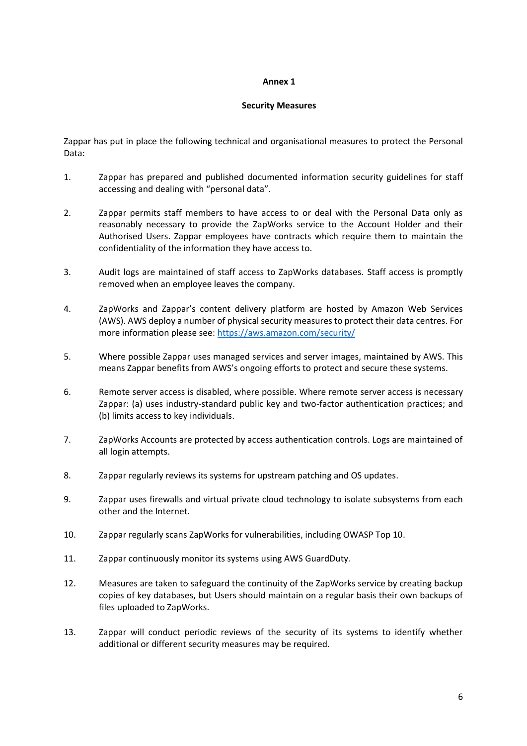# Annex 1

## Security Measures

Zappar has put in place the following technical and organisational measures to protect the Personal Data:

1. Zappar has prepared and published documented information security guidelines for staff accessing and dealing with "personal data".

2. Zappar permits staff members to have access to or deal with the Personal Data only as reasonably necessary to provide the ZapWorks service to the Account Holder and their Authorised Users. Zappar employees have contracts which require them to maintain the confidentiality of the information they have access to.

3. Audit logs are maintained of staff access to ZapWorks databases. Staff access is promptly removed when an employee leaves the company.

4. ZapWorks and Zappar's content delivery platform are hosted by Amazon Web Services (AWS). AWS deploy a number of physical security measures to protect their data centres. For more information please see: [https://aws.amazon.com/security/](https://aws.amazon.com/security/)

5. Where possible Zappar uses managed services and server images, maintained by AWS. This means Zappar benefits from AWS's ongoing efforts to protect and secure these systems.

6. Remote server access is disabled, where possible. Where remote server access is necessary Zappar: (a) uses industry-standard public key and two-factor authentication practices; and (b) limits access to key individuals.

7. ZapWorks Accounts are protected by access authentication controls. Logs are maintained of all login attempts.

8. Zappar regularly reviews its systems for upstream patching and OS updates.

9. Zappar uses firewalls and virtual private cloud technology to isolate subsystems from each other and the Internet.

10. Zappar regularly scans ZapWorks for vulnerabilities, including OWASP Top 10.

11. Zappar continuously monitor its systems using AWS GuardDuty.

12. Measures are taken to safeguard the continuity of the ZapWorks service by creating backup copies of key databases, but Users should maintain on a regular basis their own backups of files uploaded to ZapWorks.

13. Zappar will conduct periodic reviews of the security of its systems to identify whether additional or different security measures may be required.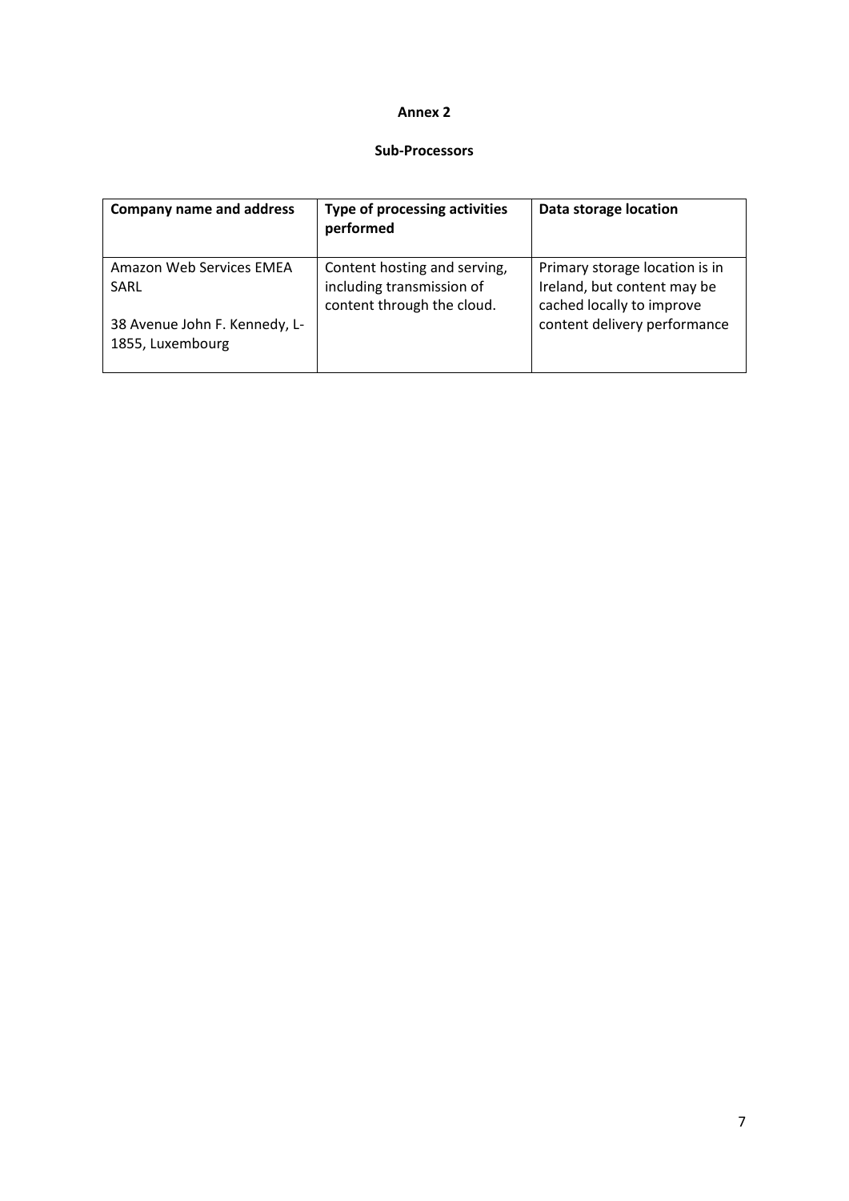# Annex 2

## Sub-Processors

| Company name and address | Type of processing activities performed | Data storage location |
|---|---|---|
| Amazon Web Services EMEA SARL<br><br>38 Avenue John F. Kennedy, L-1855, Luxembourg | Content hosting and serving, including transmission of content through the cloud. | Primary storage location is in Ireland, but content may be cached locally to improve content delivery performance |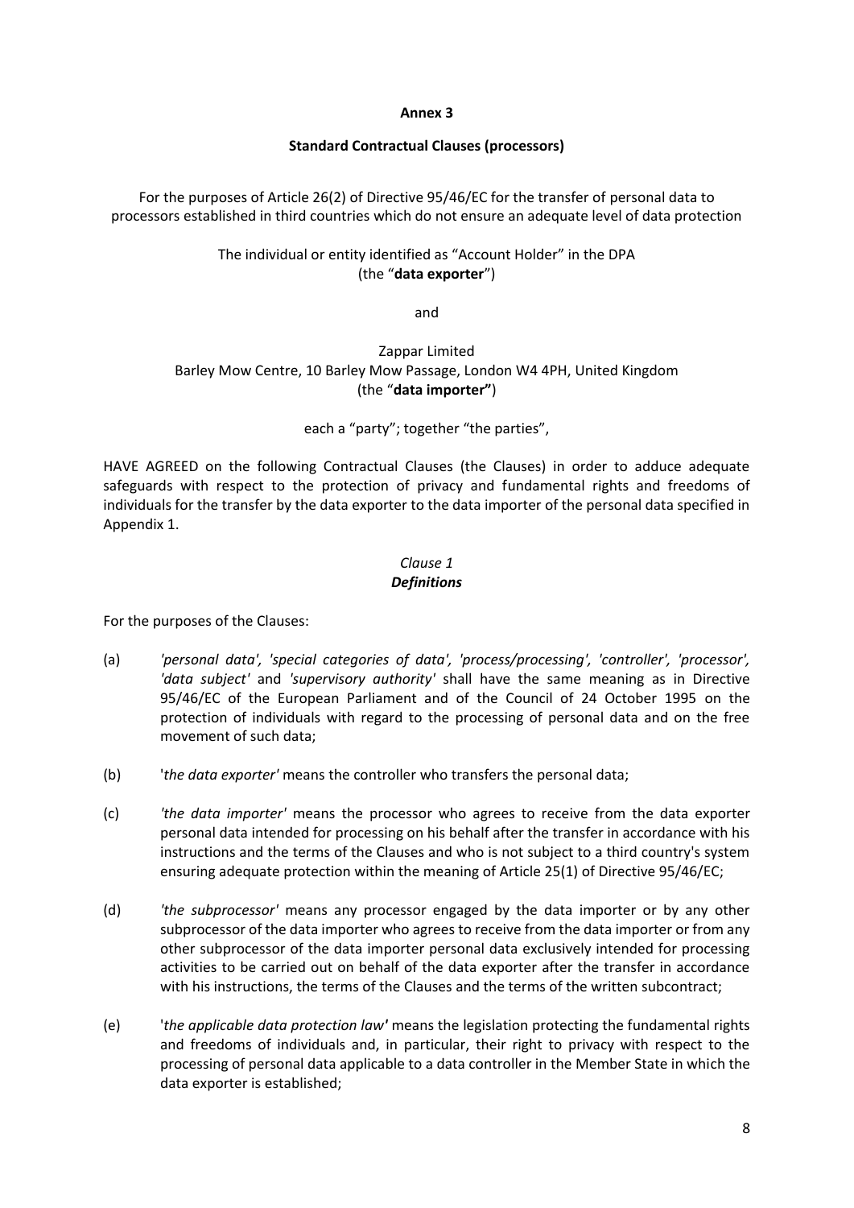**Annex 3**

**Standard Contractual Clauses (processors)**

For the purposes of Article 26(2) of Directive 95/46/EC for the transfer of personal data to processors established in third countries which do not ensure an adequate level of data protection

The individual or entity identified as "Account Holder" in the DPA
(the "**data exporter**")

and

Zappar Limited
Barley Mow Centre, 10 Barley Mow Passage, London W4 4PH, United Kingdom
(the "**data importer"**)

each a "party"; together "the parties",

HAVE AGREED on the following Contractual Clauses (the Clauses) in order to adduce adequate safeguards with respect to the protection of privacy and fundamental rights and freedoms of individuals for the transfer by the data exporter to the data importer of the personal data specified in Appendix 1.

*Clause 1*
***Definitions***

For the purposes of the Clauses:

(a) *'personal data', 'special categories of data', 'process/processing', 'controller', 'processor', 'data subject'* and *'supervisory authority'* shall have the same meaning as in Directive 95/46/EC of the European Parliament and of the Council of 24 October 1995 on the protection of individuals with regard to the processing of personal data and on the free movement of such data;

(b) '*the data exporter'* means the controller who transfers the personal data;

(c) *'the data importer'* means the processor who agrees to receive from the data exporter personal data intended for processing on his behalf after the transfer in accordance with his instructions and the terms of the Clauses and who is not subject to a third country's system ensuring adequate protection within the meaning of Article 25(1) of Directive 95/46/EC;

(d) *'the subprocessor'* means any processor engaged by the data importer or by any other subprocessor of the data importer who agrees to receive from the data importer or from any other subprocessor of the data importer personal data exclusively intended for processing activities to be carried out on behalf of the data exporter after the transfer in accordance with his instructions, the terms of the Clauses and the terms of the written subcontract;

(e) '*the applicable data protection law'* means the legislation protecting the fundamental rights and freedoms of individuals and, in particular, their right to privacy with respect to the processing of personal data applicable to a data controller in the Member State in which the data exporter is established;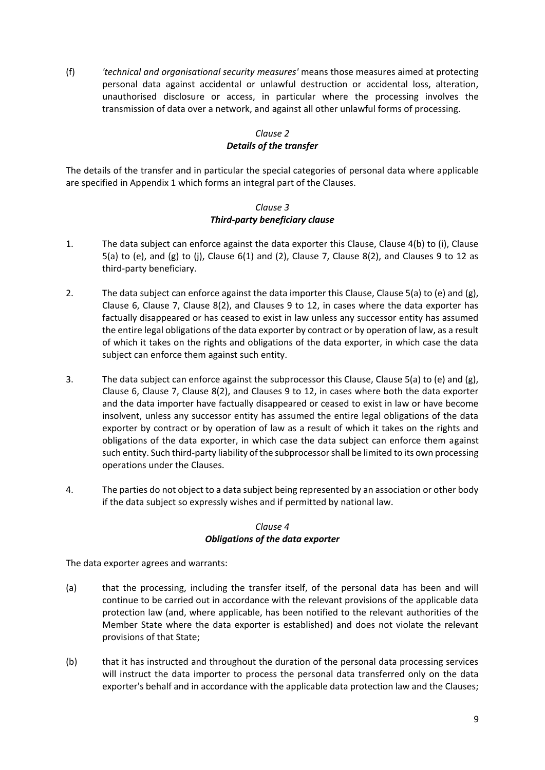(f) *'technical and organisational security measures'* means those measures aimed at protecting personal data against accidental or unlawful destruction or accidental loss, alteration, unauthorised disclosure or access, in particular where the processing involves the transmission of data over a network, and against all other unlawful forms of processing.

*Clause 2*
***Details of the transfer***

The details of the transfer and in particular the special categories of personal data where applicable are specified in Appendix 1 which forms an integral part of the Clauses.

*Clause 3*
***Third-party beneficiary clause***

1. The data subject can enforce against the data exporter this Clause, Clause 4(b) to (i), Clause 5(a) to (e), and (g) to (j), Clause 6(1) and (2), Clause 7, Clause 8(2), and Clauses 9 to 12 as third-party beneficiary.

2. The data subject can enforce against the data importer this Clause, Clause 5(a) to (e) and (g), Clause 6, Clause 7, Clause 8(2), and Clauses 9 to 12, in cases where the data exporter has factually disappeared or has ceased to exist in law unless any successor entity has assumed the entire legal obligations of the data exporter by contract or by operation of law, as a result of which it takes on the rights and obligations of the data exporter, in which case the data subject can enforce them against such entity.

3. The data subject can enforce against the subprocessor this Clause, Clause 5(a) to (e) and (g), Clause 6, Clause 7, Clause 8(2), and Clauses 9 to 12, in cases where both the data exporter and the data importer have factually disappeared or ceased to exist in law or have become insolvent, unless any successor entity has assumed the entire legal obligations of the data exporter by contract or by operation of law as a result of which it takes on the rights and obligations of the data exporter, in which case the data subject can enforce them against such entity. Such third-party liability of the subprocessor shall be limited to its own processing operations under the Clauses.

4. The parties do not object to a data subject being represented by an association or other body if the data subject so expressly wishes and if permitted by national law.

*Clause 4*
***Obligations of the data exporter***

The data exporter agrees and warrants:

(a) that the processing, including the transfer itself, of the personal data has been and will continue to be carried out in accordance with the relevant provisions of the applicable data protection law (and, where applicable, has been notified to the relevant authorities of the Member State where the data exporter is established) and does not violate the relevant provisions of that State;

(b) that it has instructed and throughout the duration of the personal data processing services will instruct the data importer to process the personal data transferred only on the data exporter's behalf and in accordance with the applicable data protection law and the Clauses;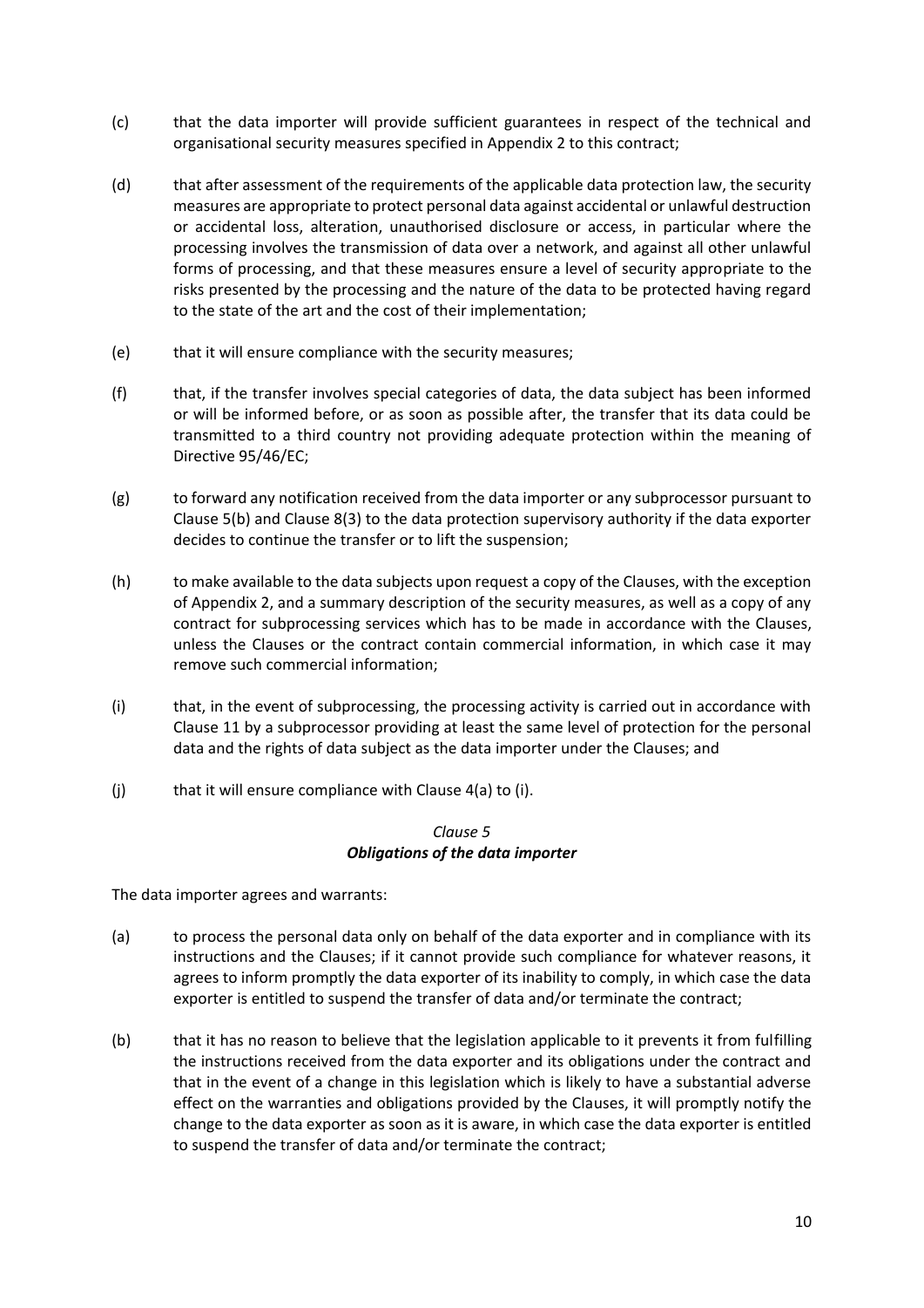(c) that the data importer will provide sufficient guarantees in respect of the technical and organisational security measures specified in Appendix 2 to this contract;

(d) that after assessment of the requirements of the applicable data protection law, the security measures are appropriate to protect personal data against accidental or unlawful destruction or accidental loss, alteration, unauthorised disclosure or access, in particular where the processing involves the transmission of data over a network, and against all other unlawful forms of processing, and that these measures ensure a level of security appropriate to the risks presented by the processing and the nature of the data to be protected having regard to the state of the art and the cost of their implementation;

(e) that it will ensure compliance with the security measures;

(f) that, if the transfer involves special categories of data, the data subject has been informed or will be informed before, or as soon as possible after, the transfer that its data could be transmitted to a third country not providing adequate protection within the meaning of Directive 95/46/EC;

(g) to forward any notification received from the data importer or any subprocessor pursuant to Clause 5(b) and Clause 8(3) to the data protection supervisory authority if the data exporter decides to continue the transfer or to lift the suspension;

(h) to make available to the data subjects upon request a copy of the Clauses, with the exception of Appendix 2, and a summary description of the security measures, as well as a copy of any contract for subprocessing services which has to be made in accordance with the Clauses, unless the Clauses or the contract contain commercial information, in which case it may remove such commercial information;

(i) that, in the event of subprocessing, the processing activity is carried out in accordance with Clause 11 by a subprocessor providing at least the same level of protection for the personal data and the rights of data subject as the data importer under the Clauses; and

(j) that it will ensure compliance with Clause 4(a) to (i).

*Clause 5*
***Obligations of the data importer***

The data importer agrees and warrants:

(a) to process the personal data only on behalf of the data exporter and in compliance with its instructions and the Clauses; if it cannot provide such compliance for whatever reasons, it agrees to inform promptly the data exporter of its inability to comply, in which case the data exporter is entitled to suspend the transfer of data and/or terminate the contract;

(b) that it has no reason to believe that the legislation applicable to it prevents it from fulfilling the instructions received from the data exporter and its obligations under the contract and that in the event of a change in this legislation which is likely to have a substantial adverse effect on the warranties and obligations provided by the Clauses, it will promptly notify the change to the data exporter as soon as it is aware, in which case the data exporter is entitled to suspend the transfer of data and/or terminate the contract;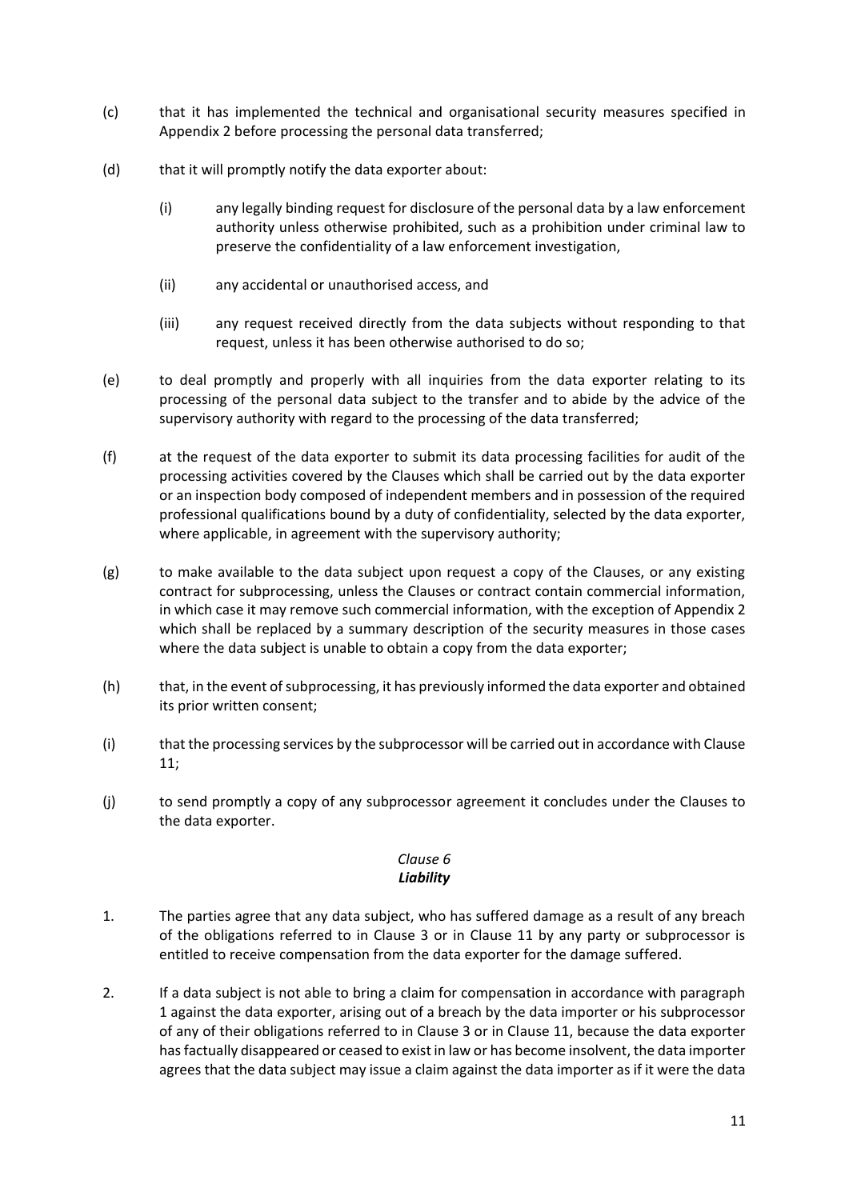(c) that it has implemented the technical and organisational security measures specified in Appendix 2 before processing the personal data transferred;

(d) that it will promptly notify the data exporter about:

  (i) any legally binding request for disclosure of the personal data by a law enforcement authority unless otherwise prohibited, such as a prohibition under criminal law to preserve the confidentiality of a law enforcement investigation,

  (ii) any accidental or unauthorised access, and

  (iii) any request received directly from the data subjects without responding to that request, unless it has been otherwise authorised to do so;

(e) to deal promptly and properly with all inquiries from the data exporter relating to its processing of the personal data subject to the transfer and to abide by the advice of the supervisory authority with regard to the processing of the data transferred;

(f) at the request of the data exporter to submit its data processing facilities for audit of the processing activities covered by the Clauses which shall be carried out by the data exporter or an inspection body composed of independent members and in possession of the required professional qualifications bound by a duty of confidentiality, selected by the data exporter, where applicable, in agreement with the supervisory authority;

(g) to make available to the data subject upon request a copy of the Clauses, or any existing contract for subprocessing, unless the Clauses or contract contain commercial information, in which case it may remove such commercial information, with the exception of Appendix 2 which shall be replaced by a summary description of the security measures in those cases where the data subject is unable to obtain a copy from the data exporter;

(h) that, in the event of subprocessing, it has previously informed the data exporter and obtained its prior written consent;

(i) that the processing services by the subprocessor will be carried out in accordance with Clause 11;

(j) to send promptly a copy of any subprocessor agreement it concludes under the Clauses to the data exporter.

*Clause 6*
***Liability***

1. The parties agree that any data subject, who has suffered damage as a result of any breach of the obligations referred to in Clause 3 or in Clause 11 by any party or subprocessor is entitled to receive compensation from the data exporter for the damage suffered.

2. If a data subject is not able to bring a claim for compensation in accordance with paragraph 1 against the data exporter, arising out of a breach by the data importer or his subprocessor of any of their obligations referred to in Clause 3 or in Clause 11, because the data exporter has factually disappeared or ceased to exist in law or has become insolvent, the data importer agrees that the data subject may issue a claim against the data importer as if it were the data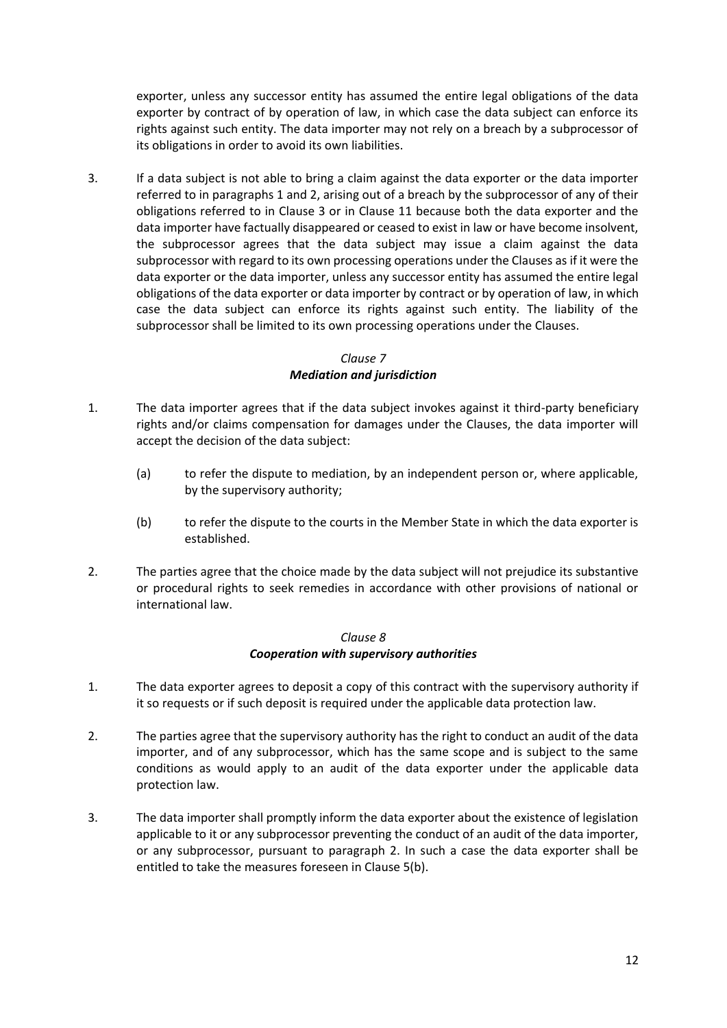exporter, unless any successor entity has assumed the entire legal obligations of the data exporter by contract of by operation of law, in which case the data subject can enforce its rights against such entity. The data importer may not rely on a breach by a subprocessor of its obligations in order to avoid its own liabilities.

3. If a data subject is not able to bring a claim against the data exporter or the data importer referred to in paragraphs 1 and 2, arising out of a breach by the subprocessor of any of their obligations referred to in Clause 3 or in Clause 11 because both the data exporter and the data importer have factually disappeared or ceased to exist in law or have become insolvent, the subprocessor agrees that the data subject may issue a claim against the data subprocessor with regard to its own processing operations under the Clauses as if it were the data exporter or the data importer, unless any successor entity has assumed the entire legal obligations of the data exporter or data importer by contract or by operation of law, in which case the data subject can enforce its rights against such entity. The liability of the subprocessor shall be limited to its own processing operations under the Clauses.

*Clause 7*
***Mediation and jurisdiction***

1. The data importer agrees that if the data subject invokes against it third-party beneficiary rights and/or claims compensation for damages under the Clauses, the data importer will accept the decision of the data subject:

   (a) to refer the dispute to mediation, by an independent person or, where applicable, by the supervisory authority;

   (b) to refer the dispute to the courts in the Member State in which the data exporter is established.

2. The parties agree that the choice made by the data subject will not prejudice its substantive or procedural rights to seek remedies in accordance with other provisions of national or international law.

*Clause 8*
***Cooperation with supervisory authorities***

1. The data exporter agrees to deposit a copy of this contract with the supervisory authority if it so requests or if such deposit is required under the applicable data protection law.

2. The parties agree that the supervisory authority has the right to conduct an audit of the data importer, and of any subprocessor, which has the same scope and is subject to the same conditions as would apply to an audit of the data exporter under the applicable data protection law.

3. The data importer shall promptly inform the data exporter about the existence of legislation applicable to it or any subprocessor preventing the conduct of an audit of the data importer, or any subprocessor, pursuant to paragraph 2. In such a case the data exporter shall be entitled to take the measures foreseen in Clause 5(b).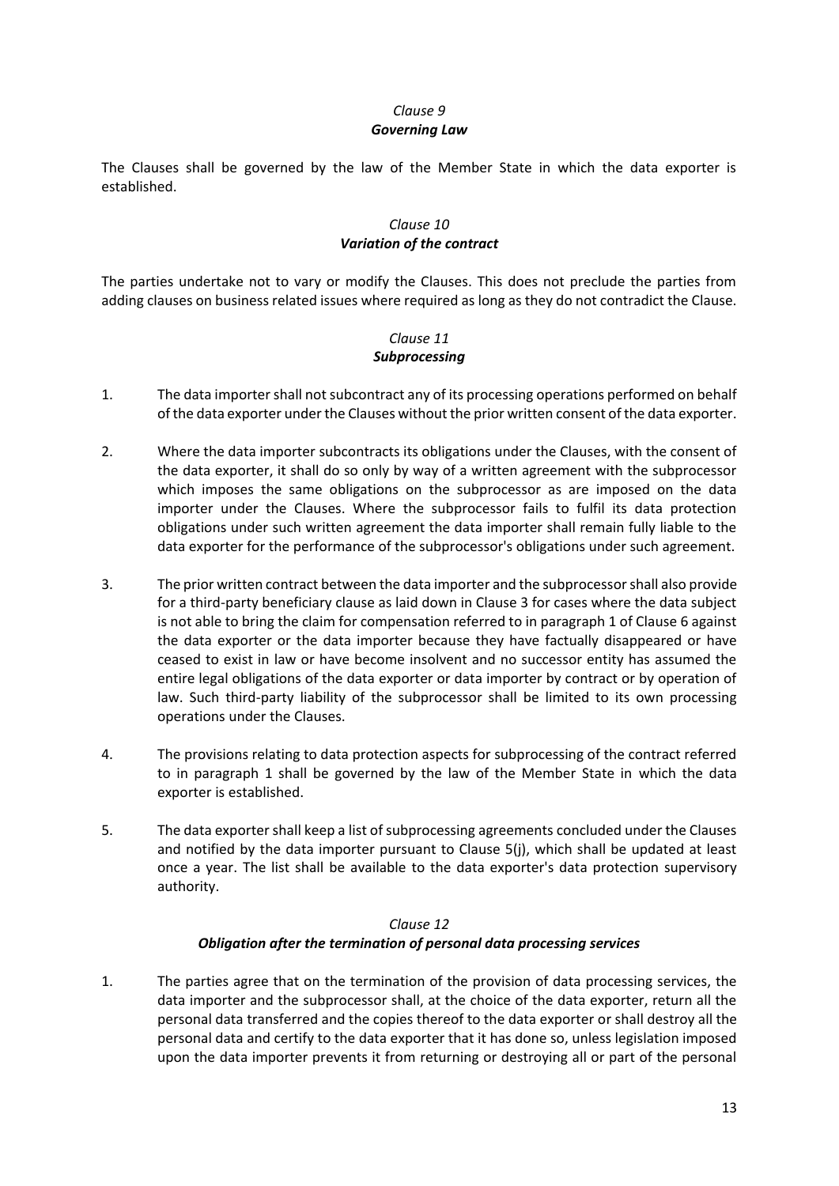*Clause 9*
***Governing Law***

The Clauses shall be governed by the law of the Member State in which the data exporter is established.

*Clause 10*
***Variation of the contract***

The parties undertake not to vary or modify the Clauses. This does not preclude the parties from adding clauses on business related issues where required as long as they do not contradict the Clause.

*Clause 11*
***Subprocessing***

1. The data importer shall not subcontract any of its processing operations performed on behalf of the data exporter under the Clauses without the prior written consent of the data exporter.

2. Where the data importer subcontracts its obligations under the Clauses, with the consent of the data exporter, it shall do so only by way of a written agreement with the subprocessor which imposes the same obligations on the subprocessor as are imposed on the data importer under the Clauses. Where the subprocessor fails to fulfil its data protection obligations under such written agreement the data importer shall remain fully liable to the data exporter for the performance of the subprocessor's obligations under such agreement.

3. The prior written contract between the data importer and the subprocessor shall also provide for a third-party beneficiary clause as laid down in Clause 3 for cases where the data subject is not able to bring the claim for compensation referred to in paragraph 1 of Clause 6 against the data exporter or the data importer because they have factually disappeared or have ceased to exist in law or have become insolvent and no successor entity has assumed the entire legal obligations of the data exporter or data importer by contract or by operation of law. Such third-party liability of the subprocessor shall be limited to its own processing operations under the Clauses.

4. The provisions relating to data protection aspects for subprocessing of the contract referred to in paragraph 1 shall be governed by the law of the Member State in which the data exporter is established.

5. The data exporter shall keep a list of subprocessing agreements concluded under the Clauses and notified by the data importer pursuant to Clause 5(j), which shall be updated at least once a year. The list shall be available to the data exporter's data protection supervisory authority.

*Clause 12*
***Obligation after the termination of personal data processing services***

1. The parties agree that on the termination of the provision of data processing services, the data importer and the subprocessor shall, at the choice of the data exporter, return all the personal data transferred and the copies thereof to the data exporter or shall destroy all the personal data and certify to the data exporter that it has done so, unless legislation imposed upon the data importer prevents it from returning or destroying all or part of the personal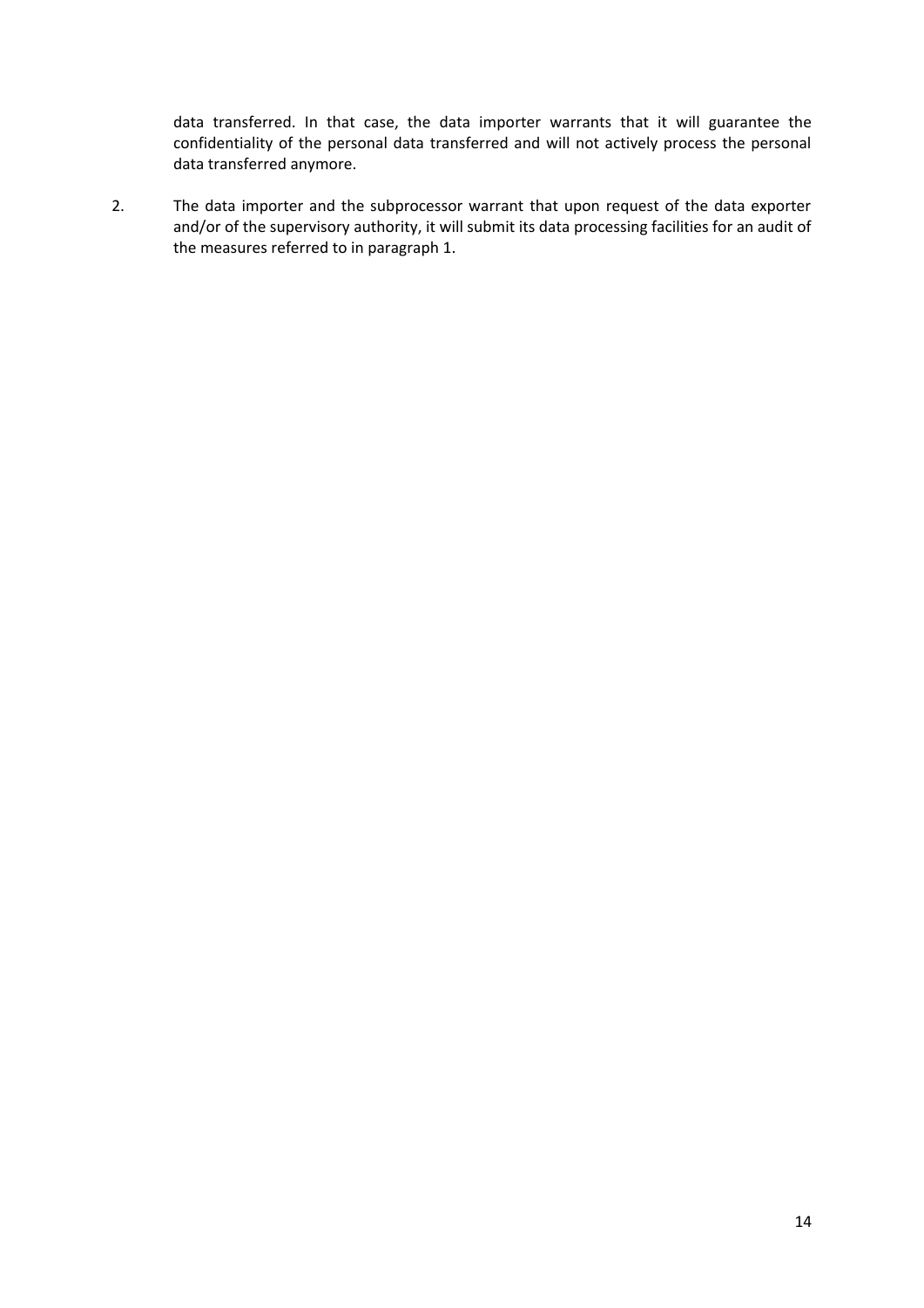data transferred. In that case, the data importer warrants that it will guarantee the confidentiality of the personal data transferred and will not actively process the personal data transferred anymore.

2. The data importer and the subprocessor warrant that upon request of the data exporter and/or of the supervisory authority, it will submit its data processing facilities for an audit of the measures referred to in paragraph 1.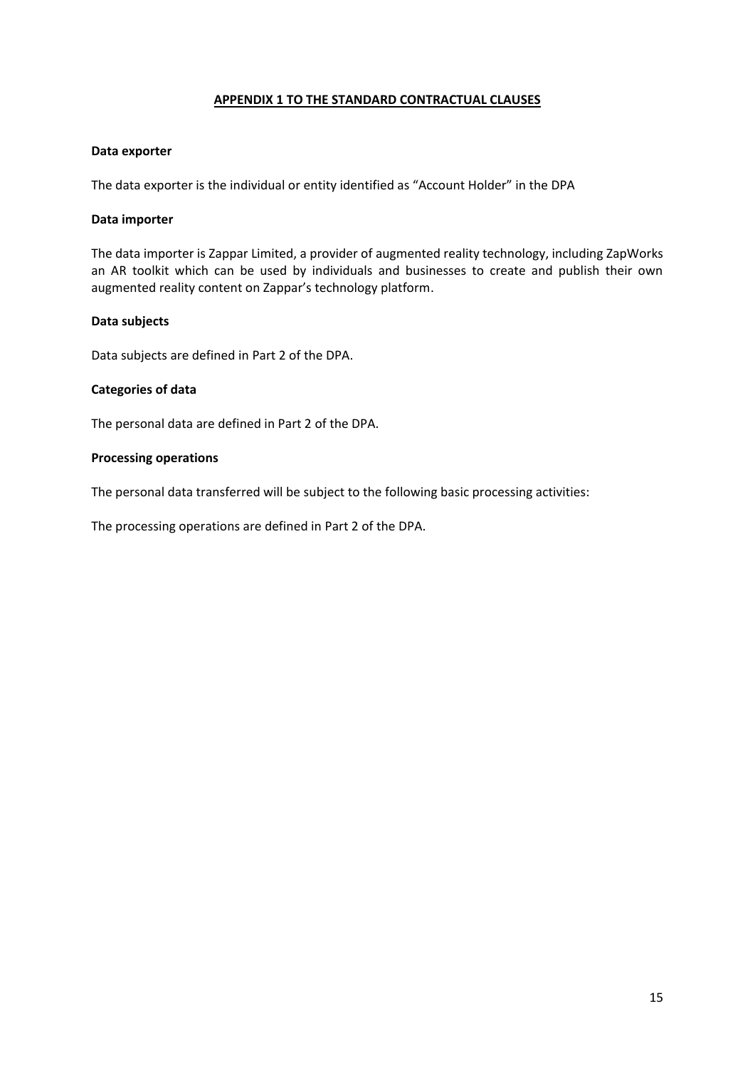## APPENDIX 1 TO THE STANDARD CONTRACTUAL CLAUSES

**Data exporter**

The data exporter is the individual or entity identified as "Account Holder" in the DPA

**Data importer**

The data importer is Zappar Limited, a provider of augmented reality technology, including ZapWorks an AR toolkit which can be used by individuals and businesses to create and publish their own augmented reality content on Zappar's technology platform.

**Data subjects**

Data subjects are defined in Part 2 of the DPA.

**Categories of data**

The personal data are defined in Part 2 of the DPA.

**Processing operations**

The personal data transferred will be subject to the following basic processing activities:

The processing operations are defined in Part 2 of the DPA.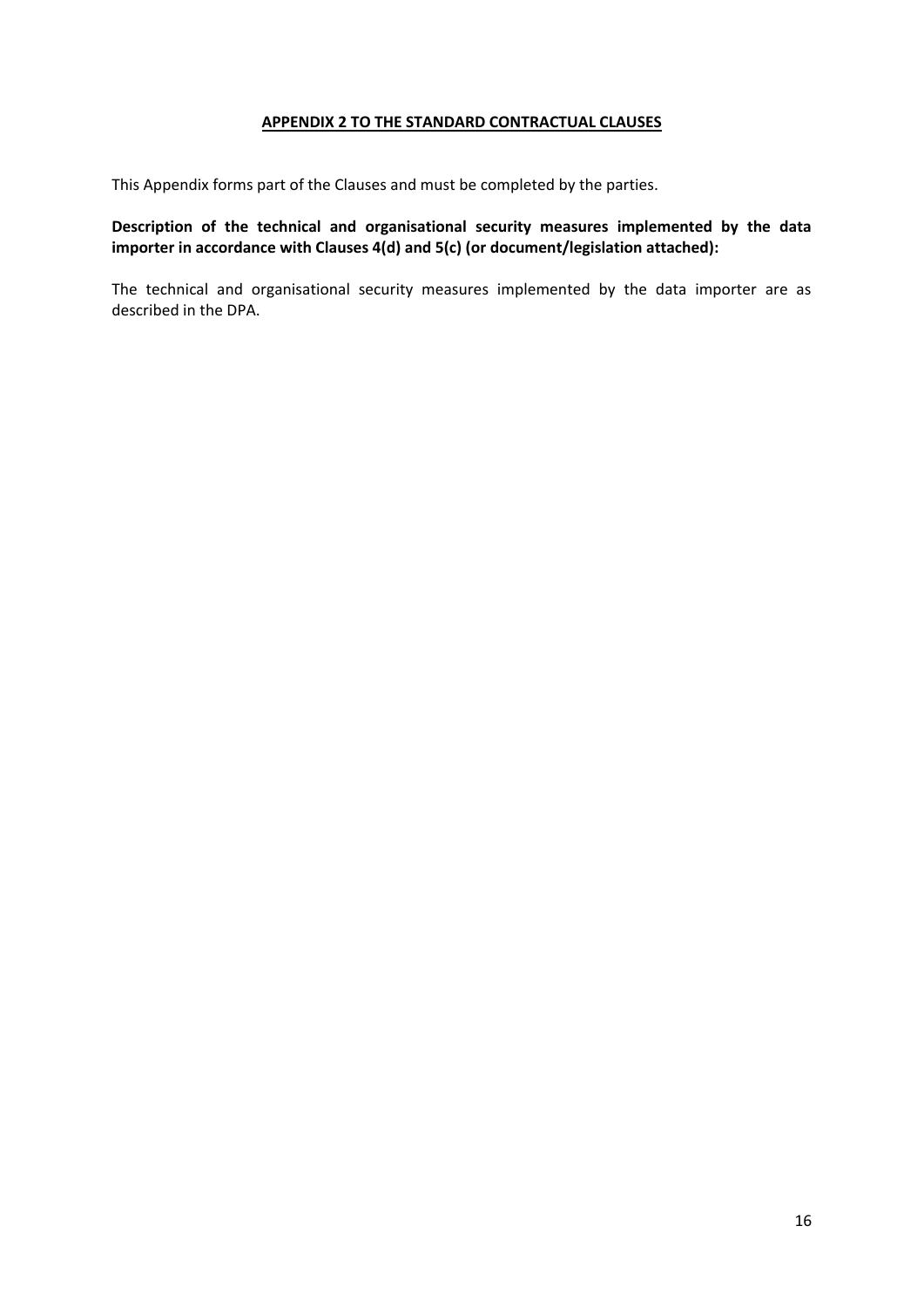## APPENDIX 2 TO THE STANDARD CONTRACTUAL CLAUSES

This Appendix forms part of the Clauses and must be completed by the parties.

**Description of the technical and organisational security measures implemented by the data importer in accordance with Clauses 4(d) and 5(c) (or document/legislation attached):**

The technical and organisational security measures implemented by the data importer are as described in the DPA.